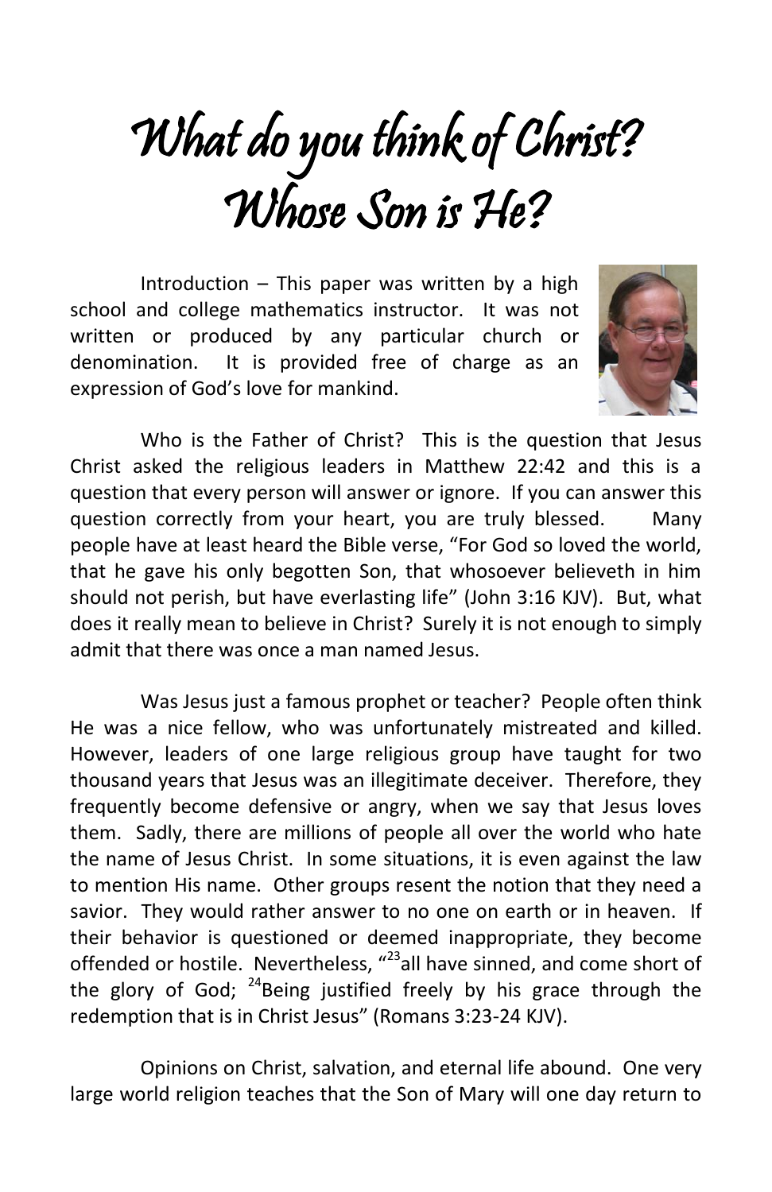# What do you think of Christ? Whose Son is He?

Introduction – This paper was written by a high school and college mathematics instructor. It was not written or produced by any particular church or denomination. It is provided free of charge as an expression of God's love for mankind.

Who is the Father of Christ? This is the question that Jesus Christ asked the religious leaders in Matthew 22:42 and this is a question that every person will answer or ignore. If you can answer this question correctly from your heart, you are truly blessed. Many people have at least heard the Bible verse, "For God so loved the world, that he gave his only begotten Son, that whosoever believeth in him should not perish, but have everlasting life" (John 3:16 KJV). But, what does it really mean to believe in Christ? Surely it is not enough to simply admit that there was once a man named Jesus.

Was Jesus just a famous prophet or teacher? People often think He was a nice fellow, who was unfortunately mistreated and killed. However, leaders of one large religious group have taught for two thousand years that Jesus was an illegitimate deceiver. Therefore, they frequently become defensive or angry, when we say that Jesus loves them. Sadly, there are millions of people all over the world who hate the name of Jesus Christ. In some situations, it is even against the law to mention His name. Other groups resent the notion that they need a savior. They would rather answer to no one on earth or in heaven. If their behavior is questioned or deemed inappropriate, they become offended or hostile. Nevertheless, "[23]all have sinned, and come short of the glory of God; [24]Being justified freely by his grace through the redemption that is in Christ Jesus" (Romans 3:23-24 KJV).

Opinions on Christ, salvation, and eternal life abound. One very large world religion teaches that the Son of Mary will one day return to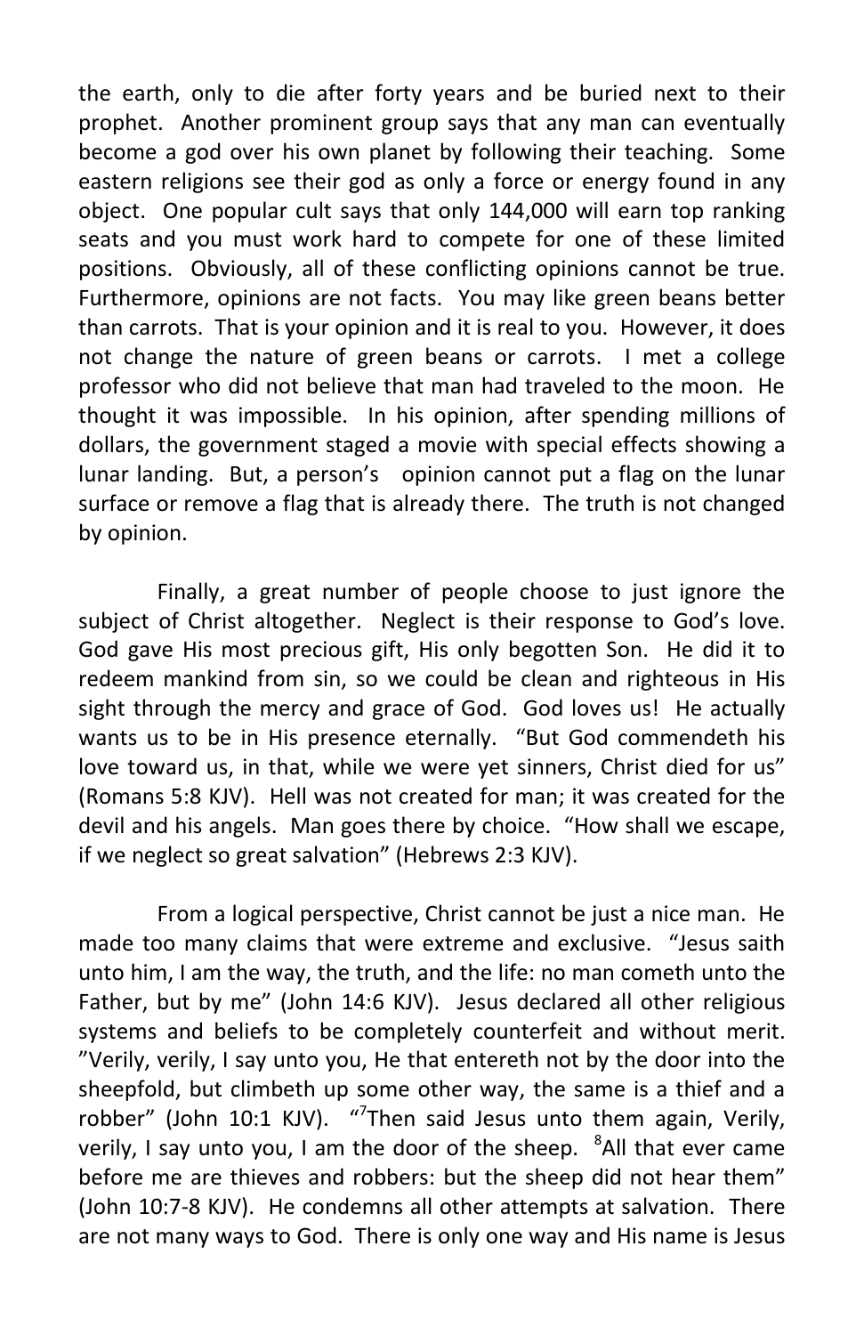the earth, only to die after forty years and be buried next to their prophet. Another prominent group says that any man can eventually become a god over his own planet by following their teaching. Some eastern religions see their god as only a force or energy found in any object. One popular cult says that only 144,000 will earn top ranking seats and you must work hard to compete for one of these limited positions. Obviously, all of these conflicting opinions cannot be true. Furthermore, opinions are not facts. You may like green beans better than carrots. That is your opinion and it is real to you. However, it does not change the nature of green beans or carrots. I met a college professor who did not believe that man had traveled to the moon. He thought it was impossible. In his opinion, after spending millions of dollars, the government staged a movie with special effects showing a lunar landing. But, a person's opinion cannot put a flag on the lunar surface or remove a flag that is already there. The truth is not changed by opinion.

Finally, a great number of people choose to just ignore the subject of Christ altogether. Neglect is their response to God's love. God gave His most precious gift, His only begotten Son. He did it to redeem mankind from sin, so we could be clean and righteous in His sight through the mercy and grace of God. God loves us! He actually wants us to be in His presence eternally. "But God commendeth his love toward us, in that, while we were yet sinners, Christ died for us" (Romans 5:8 KJV). Hell was not created for man; it was created for the devil and his angels. Man goes there by choice. "How shall we escape, if we neglect so great salvation" (Hebrews 2:3 KJV).

From a logical perspective, Christ cannot be just a nice man. He made too many claims that were extreme and exclusive. "Jesus saith unto him, I am the way, the truth, and the life: no man cometh unto the Father, but by me" (John 14:6 KJV). Jesus declared all other religious systems and beliefs to be completely counterfeit and without merit. "Verily, verily, I say unto you, He that entereth not by the door into the sheepfold, but climbeth up some other way, the same is a thief and a robber" (John 10:1 KJV). "[7]Then said Jesus unto them again, Verily, verily, I say unto you, I am the door of the sheep. [8]All that ever came before me are thieves and robbers: but the sheep did not hear them" (John 10:7-8 KJV). He condemns all other attempts at salvation. There are not many ways to God. There is only one way and His name is Jesus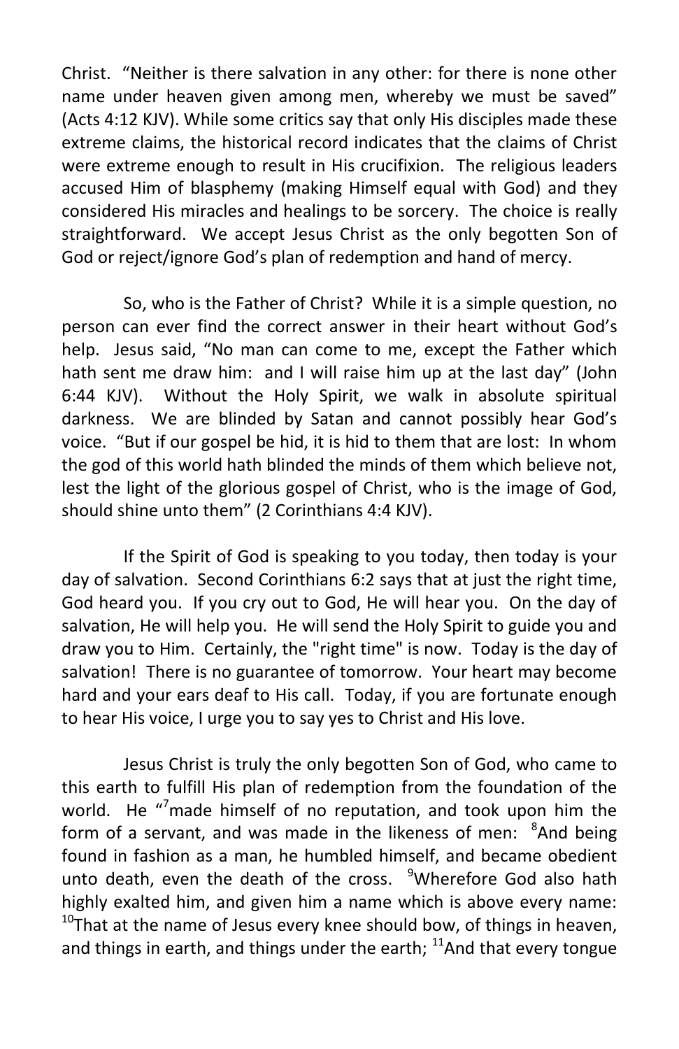Christ. "Neither is there salvation in any other: for there is none other name under heaven given among men, whereby we must be saved" (Acts 4:12 KJV). While some critics say that only His disciples made these extreme claims, the historical record indicates that the claims of Christ were extreme enough to result in His crucifixion. The religious leaders accused Him of blasphemy (making Himself equal with God) and they considered His miracles and healings to be sorcery. The choice is really straightforward. We accept Jesus Christ as the only begotten Son of God or reject/ignore God's plan of redemption and hand of mercy.

So, who is the Father of Christ? While it is a simple question, no person can ever find the correct answer in their heart without God's help. Jesus said, "No man can come to me, except the Father which hath sent me draw him: and I will raise him up at the last day" (John 6:44 KJV). Without the Holy Spirit, we walk in absolute spiritual darkness. We are blinded by Satan and cannot possibly hear God's voice. "But if our gospel be hid, it is hid to them that are lost: In whom the god of this world hath blinded the minds of them which believe not, lest the light of the glorious gospel of Christ, who is the image of God, should shine unto them" (2 Corinthians 4:4 KJV).

If the Spirit of God is speaking to you today, then today is your day of salvation. Second Corinthians 6:2 says that at just the right time, God heard you. If you cry out to God, He will hear you. On the day of salvation, He will help you. He will send the Holy Spirit to guide you and draw you to Him. Certainly, the "right time" is now. Today is the day of salvation! There is no guarantee of tomorrow. Your heart may become hard and your ears deaf to His call. Today, if you are fortunate enough to hear His voice, I urge you to say yes to Christ and His love.

Jesus Christ is truly the only begotten Son of God, who came to this earth to fulfill His plan of redemption from the foundation of the world. He "[7]made himself of no reputation, and took upon him the form of a servant, and was made in the likeness of men: [8]And being found in fashion as a man, he humbled himself, and became obedient unto death, even the death of the cross. [9]Wherefore God also hath highly exalted him, and given him a name which is above every name: [10]That at the name of Jesus every knee should bow, of things in heaven, and things in earth, and things under the earth; [11]And that every tongue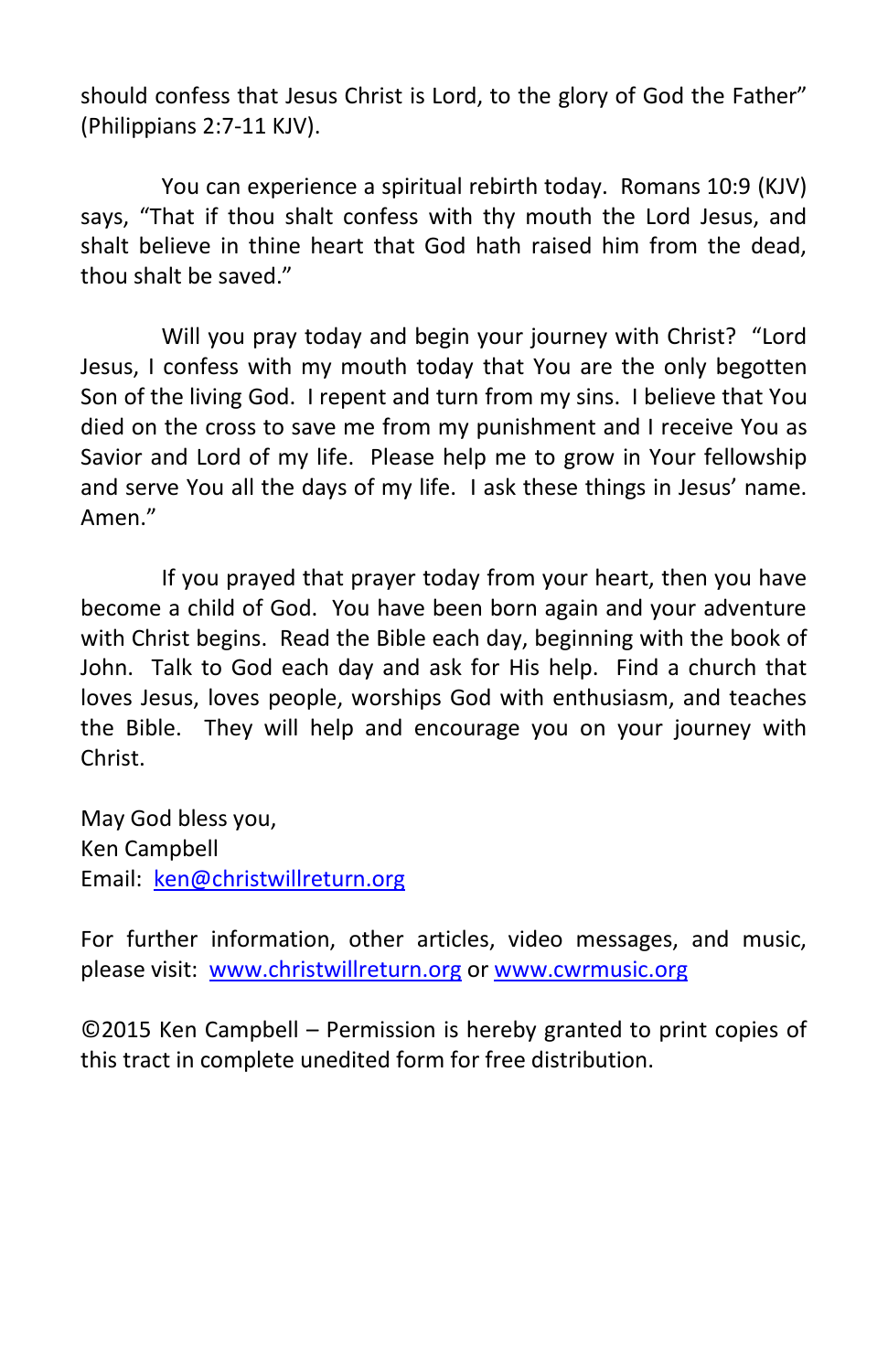should confess that Jesus Christ is Lord, to the glory of God the Father" (Philippians 2:7-11 KJV).

You can experience a spiritual rebirth today. Romans 10:9 (KJV) says, "That if thou shalt confess with thy mouth the Lord Jesus, and shalt believe in thine heart that God hath raised him from the dead, thou shalt be saved."

Will you pray today and begin your journey with Christ? "Lord Jesus, I confess with my mouth today that You are the only begotten Son of the living God. I repent and turn from my sins. I believe that You died on the cross to save me from my punishment and I receive You as Savior and Lord of my life. Please help me to grow in Your fellowship and serve You all the days of my life. I ask these things in Jesus' name. Amen."

If you prayed that prayer today from your heart, then you have become a child of God. You have been born again and your adventure with Christ begins. Read the Bible each day, beginning with the book of John. Talk to God each day and ask for His help. Find a church that loves Jesus, loves people, worships God with enthusiasm, and teaches the Bible. They will help and encourage you on your journey with Christ.

May God bless you,
Ken Campbell
Email: [ken@christwillreturn.org](mailto:ken@christwillreturn.org)

For further information, other articles, video messages, and music, please visit: [www.christwillreturn.org](http://www.christwillreturn.org) or [www.cwrmusic.org](http://www.cwrmusic.org)

©2015 Ken Campbell – Permission is hereby granted to print copies of this tract in complete unedited form for free distribution.